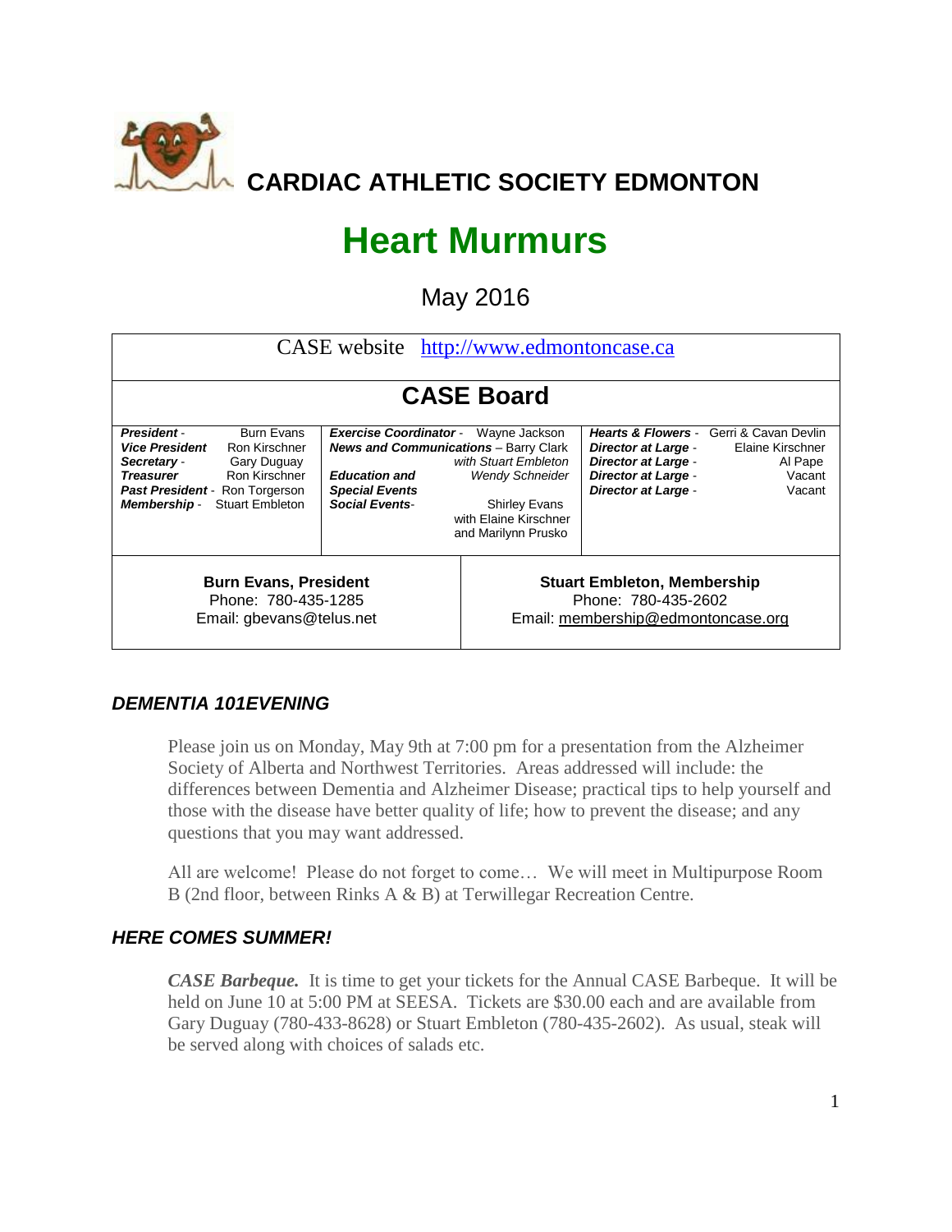# CARDIAC ATHLETIC SOCIETY EDMONTON

# Heart Murmurs

## May 2016

CASE website http://www.edmontoncase.ca

## CASE Board

| | | |
|---|---|---|
| ***President*** - Burn Evans | ***Exercise Coordinator*** - Wayne Jackson | ***Hearts & Flowers*** - Gerri & Cavan Devlin |
| ***Vice President*** Ron Kirschner | ***News and Communications*** – Barry Clark *with Stuart Embleton* | ***Director at Large*** - Elaine Kirschner |
| ***Secretary*** - Gary Duguay | ***Education and Special Events*** *Wendy Schneider* | ***Director at Large*** - Al Pape |
| ***Treasurer*** Ron Kirschner | ***Social Events***- Shirley Evans with Elaine Kirschner and Marilynn Prusko | ***Director at Large*** - Vacant |
| ***Past President*** - Ron Torgerson | | ***Director at Large*** - Vacant |
| ***Membership*** - Stuart Embleton | | |

| | |
|---|---|
| **Burn Evans, President**<br>Phone: 780-435-1285<br>Email: gbevans@telus.net | **Stuart Embleton, Membership**<br>Phone: 780-435-2602<br>Email: membership@edmontoncase.org |

### *DEMENTIA 101EVENING*

Please join us on Monday, May 9th at 7:00 pm for a presentation from the Alzheimer Society of Alberta and Northwest Territories. Areas addressed will include: the differences between Dementia and Alzheimer Disease; practical tips to help yourself and those with the disease have better quality of life; how to prevent the disease; and any questions that you may want addressed.

All are welcome! Please do not forget to come… We will meet in Multipurpose Room B (2nd floor, between Rinks A & B) at Terwillegar Recreation Centre.

### *HERE COMES SUMMER!*

***CASE Barbeque.*** It is time to get your tickets for the Annual CASE Barbeque. It will be held on June 10 at 5:00 PM at SEESA. Tickets are $30.00 each and are available from Gary Duguay (780-433-8628) or Stuart Embleton (780-435-2602). As usual, steak will be served along with choices of salads etc.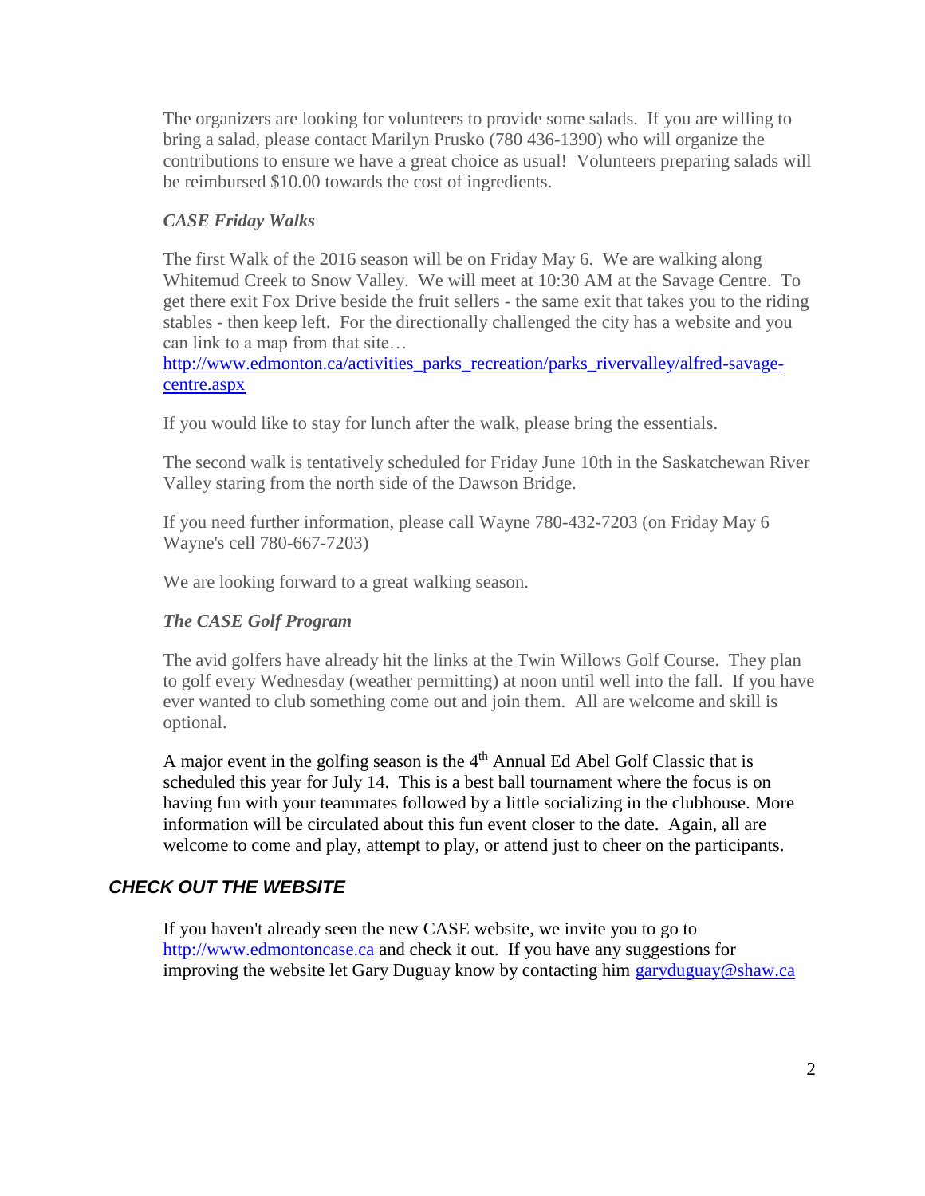The organizers are looking for volunteers to provide some salads. If you are willing to bring a salad, please contact Marilyn Prusko (780 436-1390) who will organize the contributions to ensure we have a great choice as usual! Volunteers preparing salads will be reimbursed $10.00 towards the cost of ingredients.

### *CASE Friday Walks*

The first Walk of the 2016 season will be on Friday May 6. We are walking along Whitemud Creek to Snow Valley. We will meet at 10:30 AM at the Savage Centre. To get there exit Fox Drive beside the fruit sellers - the same exit that takes you to the riding stables - then keep left. For the directionally challenged the city has a website and you can link to a map from that site… [http://www.edmonton.ca/activities_parks_recreation/parks_rivervalley/alfred-savage-centre.aspx](http://www.edmonton.ca/activities_parks_recreation/parks_rivervalley/alfred-savage-centre.aspx)

If you would like to stay for lunch after the walk, please bring the essentials.

The second walk is tentatively scheduled for Friday June 10th in the Saskatchewan River Valley staring from the north side of the Dawson Bridge.

If you need further information, please call Wayne 780-432-7203 (on Friday May 6 Wayne's cell 780-667-7203)

We are looking forward to a great walking season.

### *The CASE Golf Program*

The avid golfers have already hit the links at the Twin Willows Golf Course. They plan to golf every Wednesday (weather permitting) at noon until well into the fall. If you have ever wanted to club something come out and join them. All are welcome and skill is optional.

A major event in the golfing season is the 4th Annual Ed Abel Golf Classic that is scheduled this year for July 14. This is a best ball tournament where the focus is on having fun with your teammates followed by a little socializing in the clubhouse. More information will be circulated about this fun event closer to the date. Again, all are welcome to come and play, attempt to play, or attend just to cheer on the participants.

## *CHECK OUT THE WEBSITE*

If you haven't already seen the new CASE website, we invite you to go to [http://www.edmontoncase.ca](http://www.edmontoncase.ca) and check it out. If you have any suggestions for improving the website let Gary Duguay know by contacting him [garyduguay@shaw.ca](mailto:garyduguay@shaw.ca)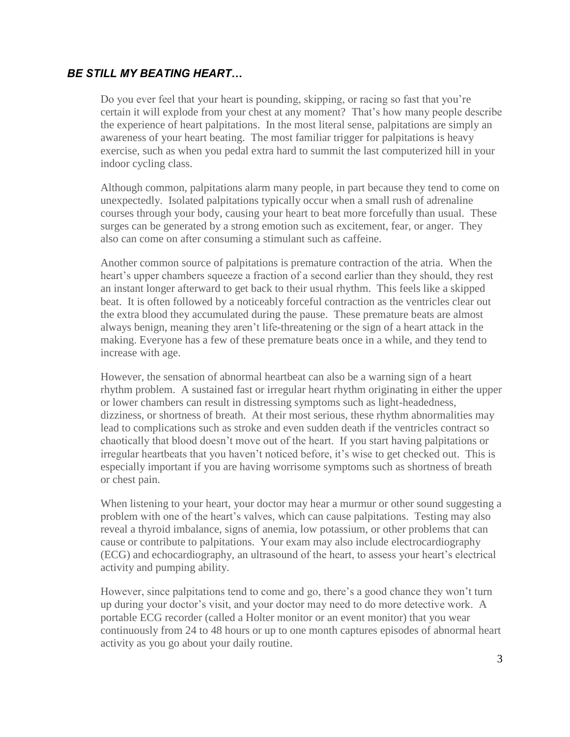## *BE STILL MY BEATING HEART…*

Do you ever feel that your heart is pounding, skipping, or racing so fast that you're certain it will explode from your chest at any moment? That's how many people describe the experience of heart palpitations. In the most literal sense, palpitations are simply an awareness of your heart beating. The most familiar trigger for palpitations is heavy exercise, such as when you pedal extra hard to summit the last computerized hill in your indoor cycling class.

Although common, palpitations alarm many people, in part because they tend to come on unexpectedly. Isolated palpitations typically occur when a small rush of adrenaline courses through your body, causing your heart to beat more forcefully than usual. These surges can be generated by a strong emotion such as excitement, fear, or anger. They also can come on after consuming a stimulant such as caffeine.

Another common source of palpitations is premature contraction of the atria. When the heart's upper chambers squeeze a fraction of a second earlier than they should, they rest an instant longer afterward to get back to their usual rhythm. This feels like a skipped beat. It is often followed by a noticeably forceful contraction as the ventricles clear out the extra blood they accumulated during the pause. These premature beats are almost always benign, meaning they aren't life-threatening or the sign of a heart attack in the making. Everyone has a few of these premature beats once in a while, and they tend to increase with age.

However, the sensation of abnormal heartbeat can also be a warning sign of a heart rhythm problem. A sustained fast or irregular heart rhythm originating in either the upper or lower chambers can result in distressing symptoms such as light-headedness, dizziness, or shortness of breath. At their most serious, these rhythm abnormalities may lead to complications such as stroke and even sudden death if the ventricles contract so chaotically that blood doesn't move out of the heart. If you start having palpitations or irregular heartbeats that you haven't noticed before, it's wise to get checked out. This is especially important if you are having worrisome symptoms such as shortness of breath or chest pain.

When listening to your heart, your doctor may hear a murmur or other sound suggesting a problem with one of the heart's valves, which can cause palpitations. Testing may also reveal a thyroid imbalance, signs of anemia, low potassium, or other problems that can cause or contribute to palpitations. Your exam may also include electrocardiography (ECG) and echocardiography, an ultrasound of the heart, to assess your heart's electrical activity and pumping ability.

However, since palpitations tend to come and go, there's a good chance they won't turn up during your doctor's visit, and your doctor may need to do more detective work. A portable ECG recorder (called a Holter monitor or an event monitor) that you wear continuously from 24 to 48 hours or up to one month captures episodes of abnormal heart activity as you go about your daily routine.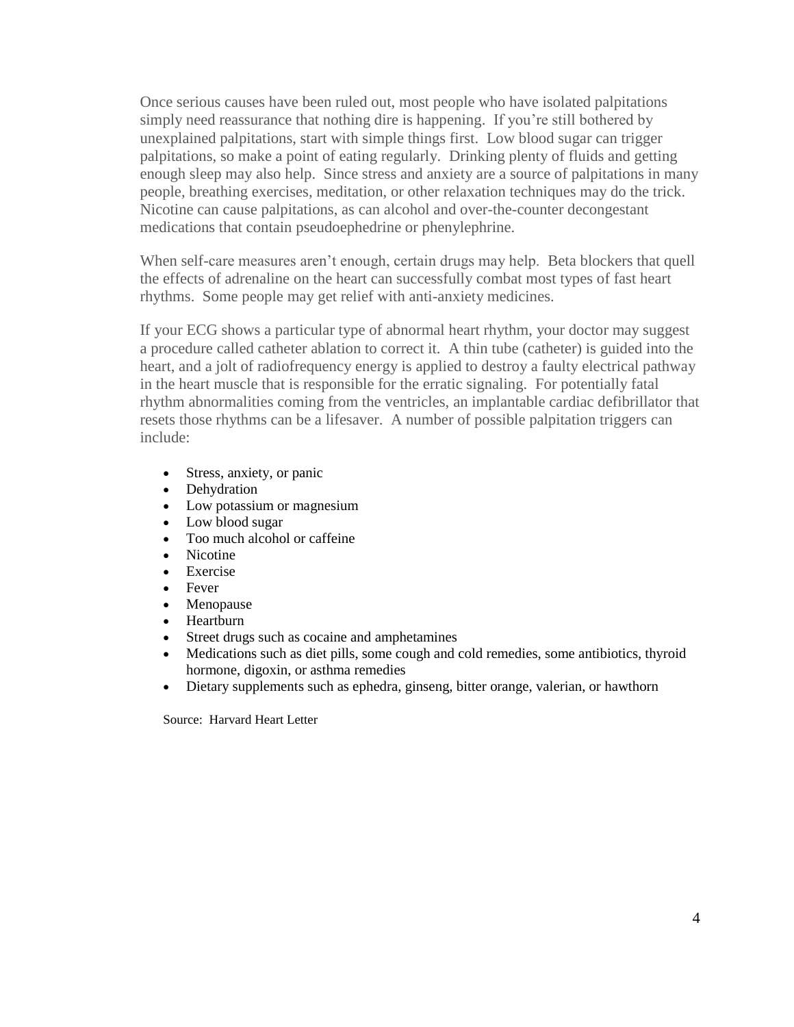Once serious causes have been ruled out, most people who have isolated palpitations simply need reassurance that nothing dire is happening. If you're still bothered by unexplained palpitations, start with simple things first. Low blood sugar can trigger palpitations, so make a point of eating regularly. Drinking plenty of fluids and getting enough sleep may also help. Since stress and anxiety are a source of palpitations in many people, breathing exercises, meditation, or other relaxation techniques may do the trick. Nicotine can cause palpitations, as can alcohol and over-the-counter decongestant medications that contain pseudoephedrine or phenylephrine.

When self-care measures aren't enough, certain drugs may help. Beta blockers that quell the effects of adrenaline on the heart can successfully combat most types of fast heart rhythms. Some people may get relief with anti-anxiety medicines.

If your ECG shows a particular type of abnormal heart rhythm, your doctor may suggest a procedure called catheter ablation to correct it. A thin tube (catheter) is guided into the heart, and a jolt of radiofrequency energy is applied to destroy a faulty electrical pathway in the heart muscle that is responsible for the erratic signaling. For potentially fatal rhythm abnormalities coming from the ventricles, an implantable cardiac defibrillator that resets those rhythms can be a lifesaver. A number of possible palpitation triggers can include:

- Stress, anxiety, or panic
- Dehydration
- Low potassium or magnesium
- Low blood sugar
- Too much alcohol or caffeine
- Nicotine
- Exercise
- Fever
- Menopause
- Heartburn
- Street drugs such as cocaine and amphetamines
- Medications such as diet pills, some cough and cold remedies, some antibiotics, thyroid hormone, digoxin, or asthma remedies
- Dietary supplements such as ephedra, ginseng, bitter orange, valerian, or hawthorn

Source: Harvard Heart Letter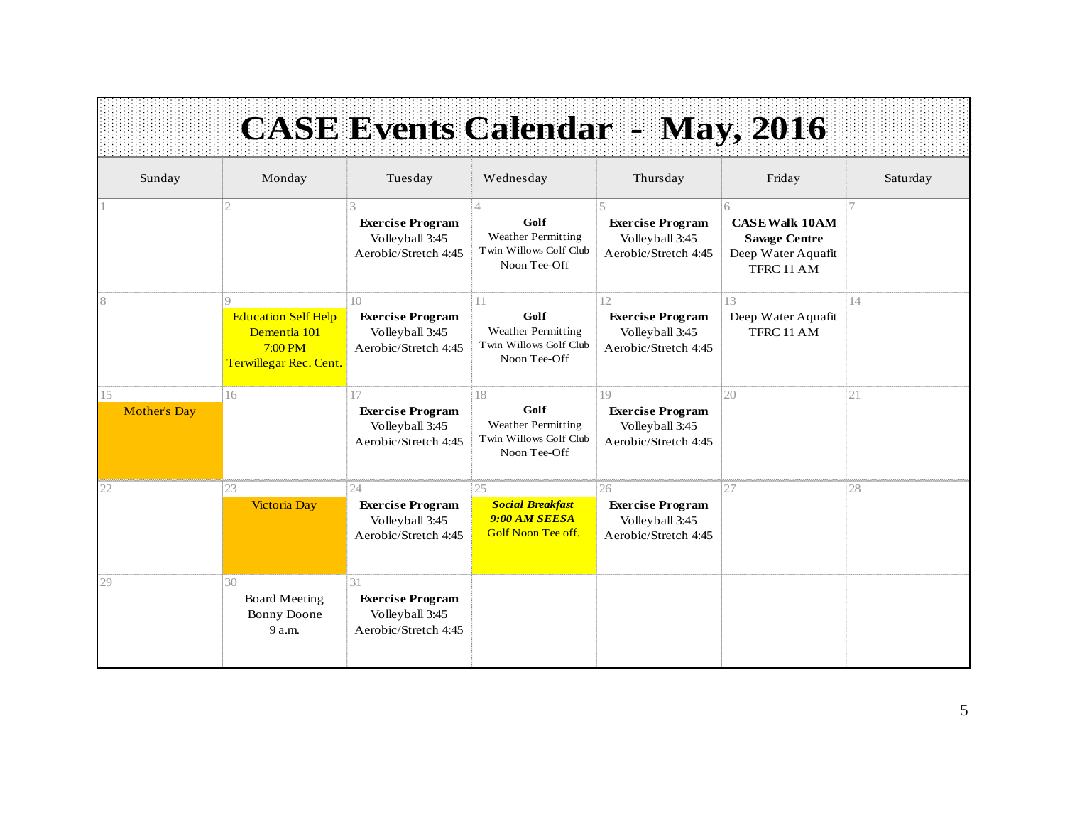# CASE Events Calendar - May, 2016

| Sunday | Monday | Tuesday | Wednesday | Thursday | Friday | Saturday |
|---|---|---|---|---|---|---|
| 1 | 2 | 3<br>**Exercise Program**<br>Volleyball 3:45<br>Aerobic/Stretch 4:45 | 4<br>**Golf**<br>Weather Permitting<br>Twin Willows Golf Club<br>Noon Tee-Off | 5<br>**Exercise Program**<br>Volleyball 3:45<br>Aerobic/Stretch 4:45 | 6<br>**CASE Walk 10AM**<br>**Savage Centre**<br>Deep Water Aquafit<br>TFRC 11 AM | 7 |
| 8 | 9<br>Education Self Help<br>Dementia 101<br>7:00 PM<br>Terwillegar Rec. Cent. | 10<br>**Exercise Program**<br>Volleyball 3:45<br>Aerobic/Stretch 4:45 | 11<br>**Golf**<br>Weather Permitting<br>Twin Willows Golf Club<br>Noon Tee-Off | 12<br>**Exercise Program**<br>Volleyball 3:45<br>Aerobic/Stretch 4:45 | 13<br>Deep Water Aquafit<br>TFRC 11 AM | 14 |
| 15<br>Mother's Day | 16 | 17<br>**Exercise Program**<br>Volleyball 3:45<br>Aerobic/Stretch 4:45 | 18<br>**Golf**<br>Weather Permitting<br>Twin Willows Golf Club<br>Noon Tee-Off | 19<br>**Exercise Program**<br>Volleyball 3:45<br>Aerobic/Stretch 4:45 | 20 | 21 |
| 22 | 23<br>Victoria Day | 24<br>**Exercise Program**<br>Volleyball 3:45<br>Aerobic/Stretch 4:45 | 25<br>***Social Breakfast***<br>***9:00 AM SEESA***<br>Golf Noon Tee off. | 26<br>**Exercise Program**<br>Volleyball 3:45<br>Aerobic/Stretch 4:45 | 27 | 28 |
| 29 | 30<br>Board Meeting<br>Bonny Doone<br>9 a.m. | 31<br>**Exercise Program**<br>Volleyball 3:45<br>Aerobic/Stretch 4:45 | | | | |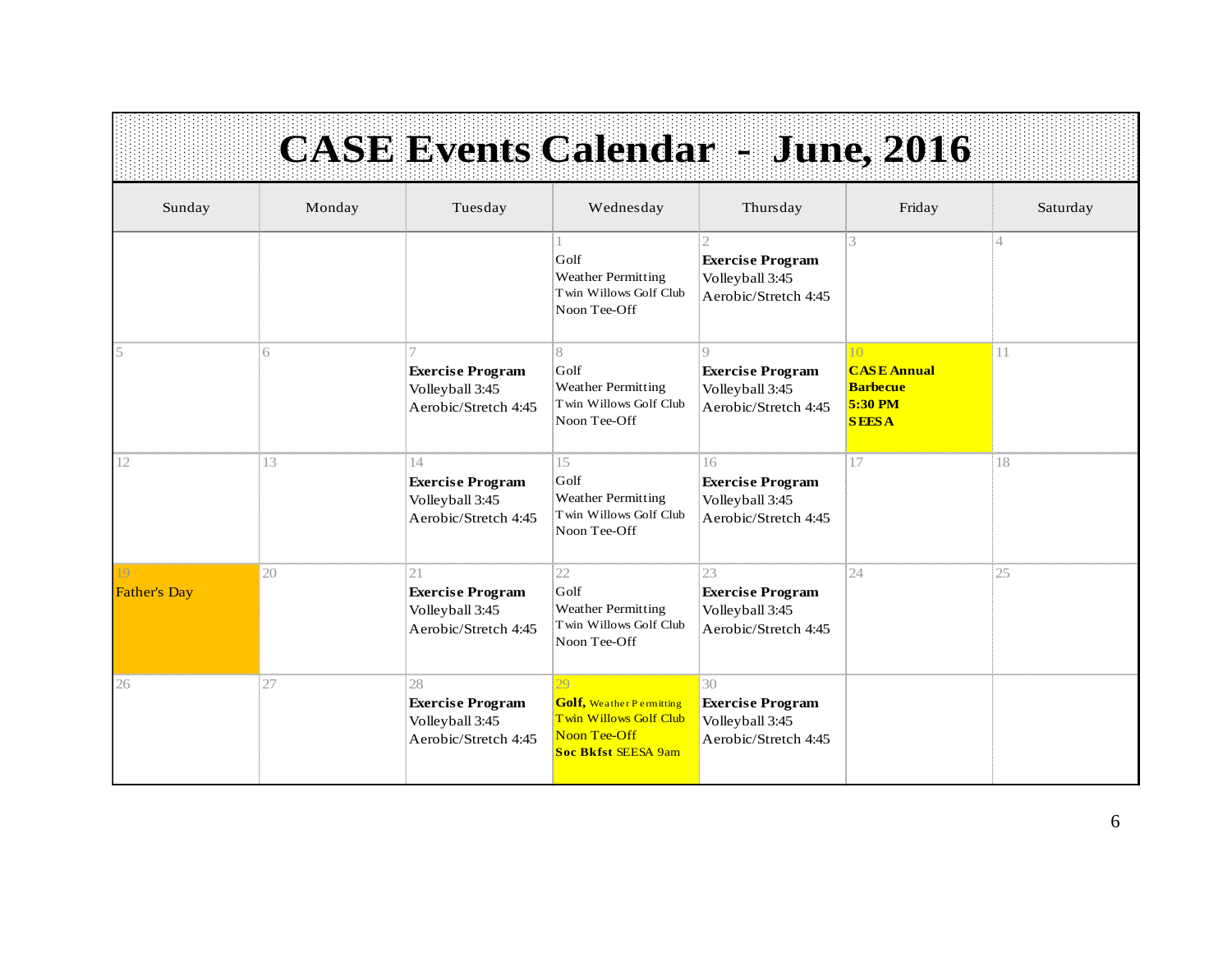# CASE Events Calendar - June, 2016

| Sunday | Monday | Tuesday | Wednesday | Thursday | Friday | Saturday |
|---|---|---|---|---|---|---|
| | | | 1<br>Golf<br>Weather Permitting<br>Twin Willows Golf Club<br>Noon Tee-Off | 2<br>**Exercise Program**<br>Volleyball 3:45<br>Aerobic/Stretch 4:45 | 3 | 4 |
| 5 | 6 | 7<br>**Exercise Program**<br>Volleyball 3:45<br>Aerobic/Stretch 4:45 | 8<br>Golf<br>Weather Permitting<br>Twin Willows Golf Club<br>Noon Tee-Off | 9<br>**Exercise Program**<br>Volleyball 3:45<br>Aerobic/Stretch 4:45 | 10<br>**CASE Annual Barbecue**<br>**5:30 PM**<br>**SEESA** | 11 |
| 12 | 13 | 14<br>**Exercise Program**<br>Volleyball 3:45<br>Aerobic/Stretch 4:45 | 15<br>Golf<br>Weather Permitting<br>Twin Willows Golf Club<br>Noon Tee-Off | 16<br>**Exercise Program**<br>Volleyball 3:45<br>Aerobic/Stretch 4:45 | 17 | 18 |
| 19<br>Father's Day | 20 | 21<br>**Exercise Program**<br>Volleyball 3:45<br>Aerobic/Stretch 4:45 | 22<br>Golf<br>Weather Permitting<br>Twin Willows Golf Club<br>Noon Tee-Off | 23<br>**Exercise Program**<br>Volleyball 3:45<br>Aerobic/Stretch 4:45 | 24 | 25 |
| 26 | 27 | 28<br>**Exercise Program**<br>Volleyball 3:45<br>Aerobic/Stretch 4:45 | 29<br>**Golf,** Weather Permitting<br>Twin Willows Golf Club<br>Noon Tee-Off<br>**Soc Bkfst** SEESA 9am | 30<br>**Exercise Program**<br>Volleyball 3:45<br>Aerobic/Stretch 4:45 | | |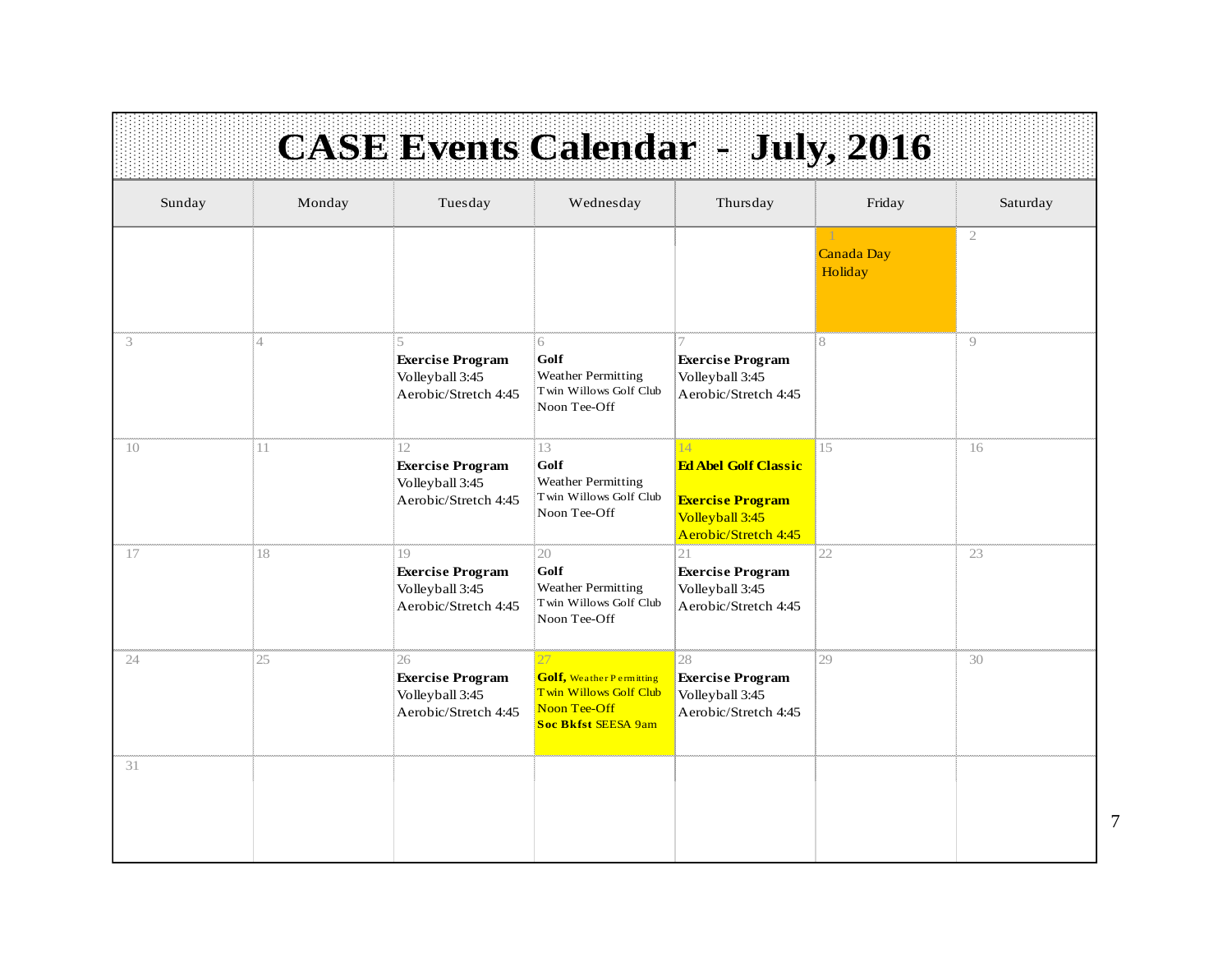# CASE Events Calendar - July, 2016

| Sunday | Monday | Tuesday | Wednesday | Thursday | Friday | Saturday |
|---|---|---|---|---|---|---|
| | | | | | 1<br>Canada Day Holiday | 2 |
| 3 | 4 | 5<br>**Exercise Program**<br>Volleyball 3:45<br>Aerobic/Stretch 4:45 | 6<br>**Golf**<br>Weather Permitting<br>Twin Willows Golf Club<br>Noon Tee-Off | 7<br>**Exercise Program**<br>Volleyball 3:45<br>Aerobic/Stretch 4:45 | 8 | 9 |
| 10 | 11 | 12<br>**Exercise Program**<br>Volleyball 3:45<br>Aerobic/Stretch 4:45 | 13<br>**Golf**<br>Weather Permitting<br>Twin Willows Golf Club<br>Noon Tee-Off | 14<br>**Ed Abel Golf Classic**<br><br>**Exercise Program**<br>Volleyball 3:45<br>Aerobic/Stretch 4:45 | 15 | 16 |
| 17 | 18 | 19<br>**Exercise Program**<br>Volleyball 3:45<br>Aerobic/Stretch 4:45 | 20<br>**Golf**<br>Weather Permitting<br>Twin Willows Golf Club<br>Noon Tee-Off | 21<br>**Exercise Program**<br>Volleyball 3:45<br>Aerobic/Stretch 4:45 | 22 | 23 |
| 24 | 25 | 26<br>**Exercise Program**<br>Volleyball 3:45<br>Aerobic/Stretch 4:45 | 27<br>**Golf,** Weather Permitting<br>Twin Willows Golf Club<br>Noon Tee-Off<br>**Soc Bkfst** SEESA 9am | 28<br>**Exercise Program**<br>Volleyball 3:45<br>Aerobic/Stretch 4:45 | 29 | 30 |
| 31 | | | | | | |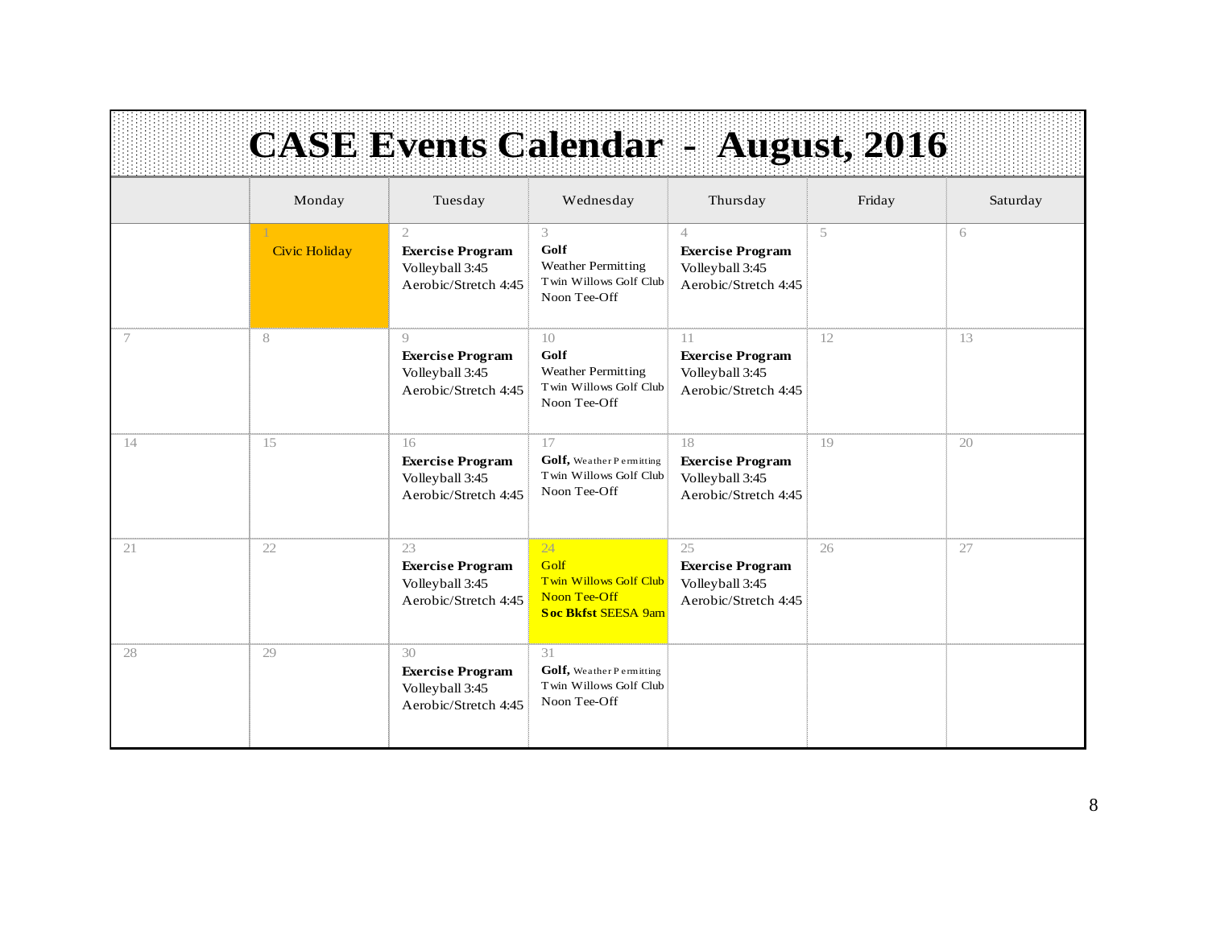# CASE Events Calendar - August, 2016

| | Monday | Tuesday | Wednesday | Thursday | Friday | Saturday |
|---|---|---|---|---|---|---|
| | 1<br>Civic Holiday | 2<br>**Exercise Program**<br>Volleyball 3:45<br>Aerobic/Stretch 4:45 | 3<br>**Golf**<br>Weather Permitting<br>Twin Willows Golf Club<br>Noon Tee-Off | 4<br>**Exercise Program**<br>Volleyball 3:45<br>Aerobic/Stretch 4:45 | 5 | 6 |
| 7 | 8 | 9<br>**Exercise Program**<br>Volleyball 3:45<br>Aerobic/Stretch 4:45 | 10<br>**Golf**<br>Weather Permitting<br>Twin Willows Golf Club<br>Noon Tee-Off | 11<br>**Exercise Program**<br>Volleyball 3:45<br>Aerobic/Stretch 4:45 | 12 | 13 |
| 14 | 15 | 16<br>**Exercise Program**<br>Volleyball 3:45<br>Aerobic/Stretch 4:45 | 17<br>**Golf,** Weather Permitting<br>Twin Willows Golf Club<br>Noon Tee-Off | 18<br>**Exercise Program**<br>Volleyball 3:45<br>Aerobic/Stretch 4:45 | 19 | 20 |
| 21 | 22 | 23<br>**Exercise Program**<br>Volleyball 3:45<br>Aerobic/Stretch 4:45 | 24<br>Golf<br>Twin Willows Golf Club<br>Noon Tee-Off<br>**Soc Bkfst** SEESA 9am | 25<br>**Exercise Program**<br>Volleyball 3:45<br>Aerobic/Stretch 4:45 | 26 | 27 |
| 28 | 29 | 30<br>**Exercise Program**<br>Volleyball 3:45<br>Aerobic/Stretch 4:45 | 31<br>**Golf,** Weather Permitting<br>Twin Willows Golf Club<br>Noon Tee-Off | | | |